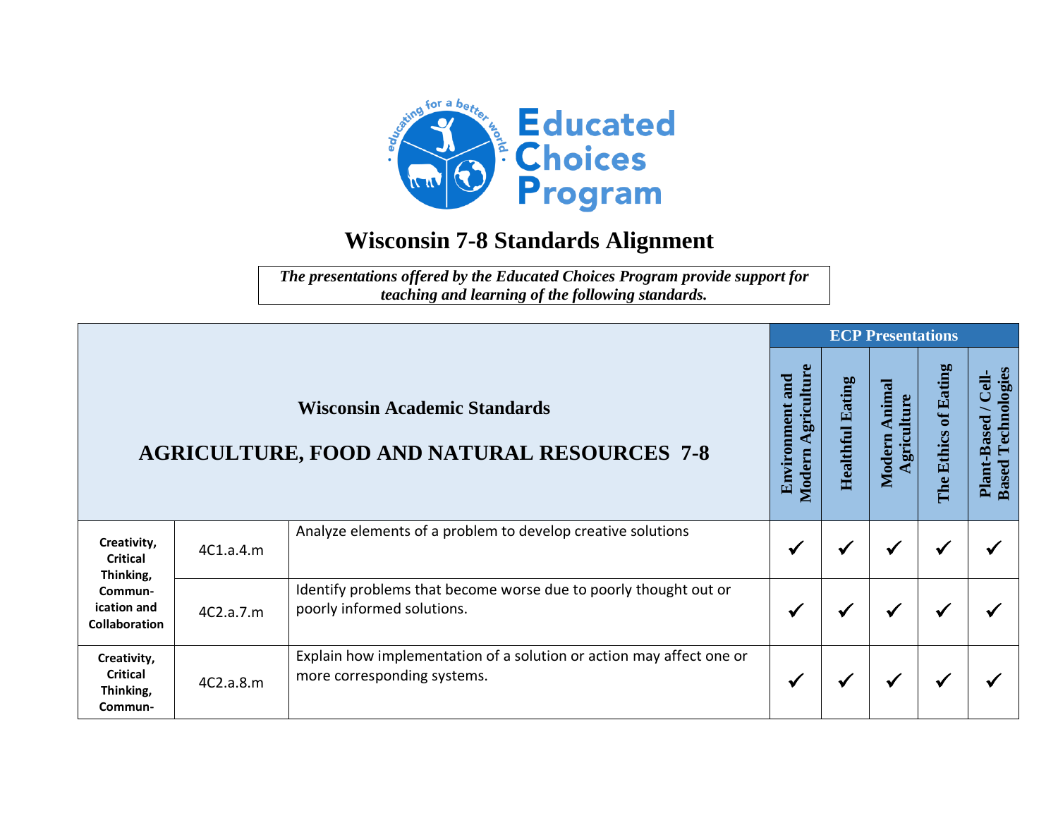Educated Choices Program

educating for a better world

# Wisconsin 7-8 Standards Alignment

***The presentations offered by the Educated Choices Program provide support for teaching and learning of the following standards.***

| Wisconsin Academic Standards<br><br>AGRICULTURE, FOOD AND NATURAL RESOURCES 7-8 | | | ECP Presentations | | | | |
|---|---|---|---|---|---|---|---|
| | | | Environment and Modern Agriculture | Healthful Eating | Modern Animal Agriculture | The Ethics of Eating | Plant-Based / Cell-Based Technologies |
| **Creativity, Critical Thinking, Commun-ication and Collaboration** | 4C1.a.4.m | Analyze elements of a problem to develop creative solutions | ✓ | ✓ | ✓ | ✓ | ✓ |
| | 4C2.a.7.m | Identify problems that become worse due to poorly thought out or poorly informed solutions. | ✓ | ✓ | ✓ | ✓ | ✓ |
| **Creativity, Critical Thinking, Commun-** | 4C2.a.8.m | Explain how implementation of a solution or action may affect one or more corresponding systems. | ✓ | ✓ | ✓ | ✓ | ✓ |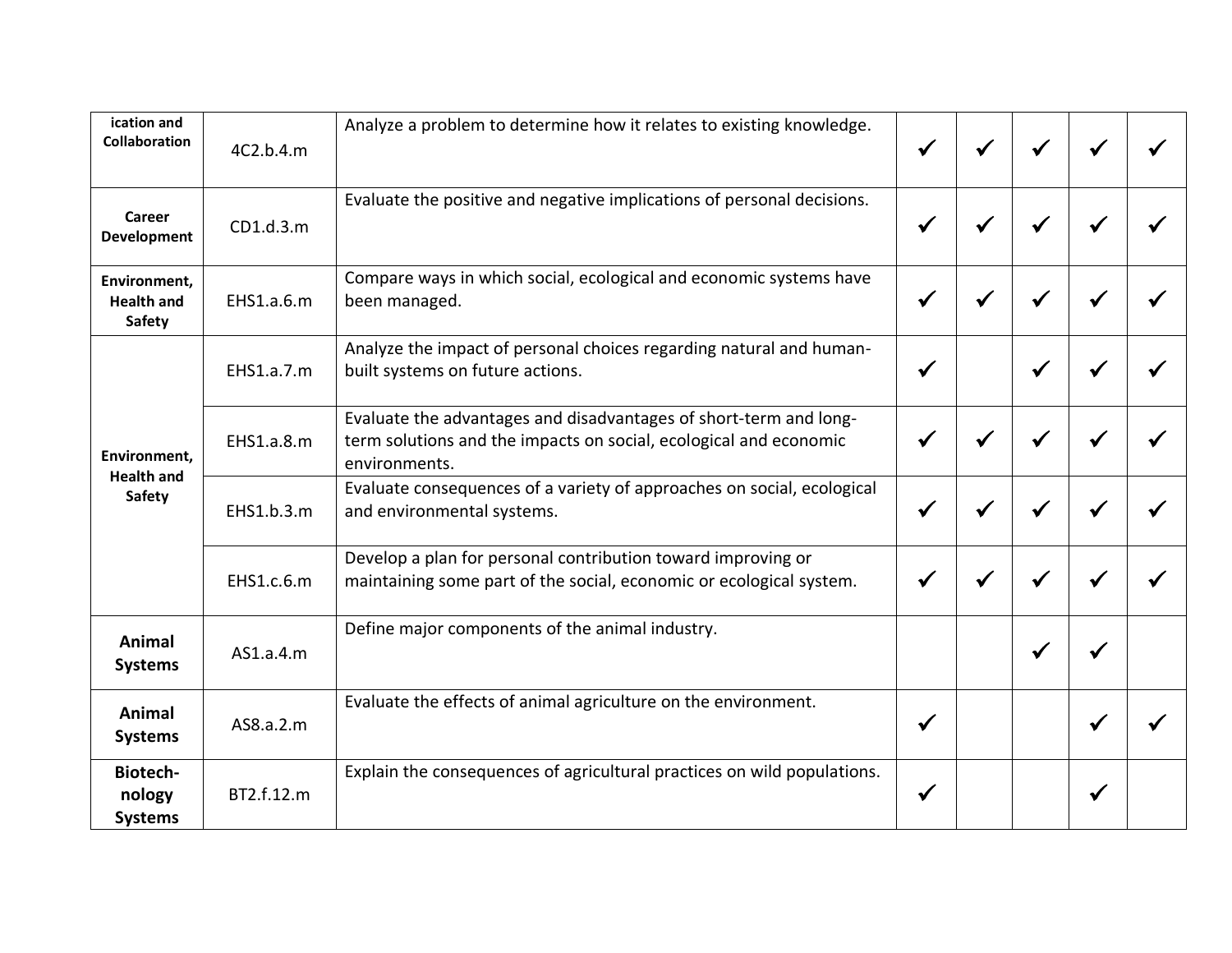| | | | | | | | |
|---|---|---|---|---|---|---|---|
| **ication and Collaboration** | 4C2.b.4.m | Analyze a problem to determine how it relates to existing knowledge. | ✓ | ✓ | ✓ | ✓ | ✓ |
| **Career Development** | CD1.d.3.m | Evaluate the positive and negative implications of personal decisions. | ✓ | ✓ | ✓ | ✓ | ✓ |
| **Environment, Health and Safety** | EHS1.a.6.m | Compare ways in which social, ecological and economic systems have been managed. | ✓ | ✓ | ✓ | ✓ | ✓ |
| **Environment, Health and Safety** | EHS1.a.7.m | Analyze the impact of personal choices regarding natural and human-built systems on future actions. | ✓ | | ✓ | ✓ | ✓ |
| | EHS1.a.8.m | Evaluate the advantages and disadvantages of short-term and long-term solutions and the impacts on social, ecological and economic environments. | ✓ | ✓ | ✓ | ✓ | ✓ |
| | EHS1.b.3.m | Evaluate consequences of a variety of approaches on social, ecological and environmental systems. | ✓ | ✓ | ✓ | ✓ | ✓ |
| | EHS1.c.6.m | Develop a plan for personal contribution toward improving or maintaining some part of the social, economic or ecological system. | ✓ | ✓ | ✓ | ✓ | ✓ |
| **Animal Systems** | AS1.a.4.m | Define major components of the animal industry. | | | ✓ | ✓ | |
| **Animal Systems** | AS8.a.2.m | Evaluate the effects of animal agriculture on the environment. | ✓ | | | ✓ | ✓ |
| **Biotech-nology Systems** | BT2.f.12.m | Explain the consequences of agricultural practices on wild populations. | ✓ | | | ✓ | |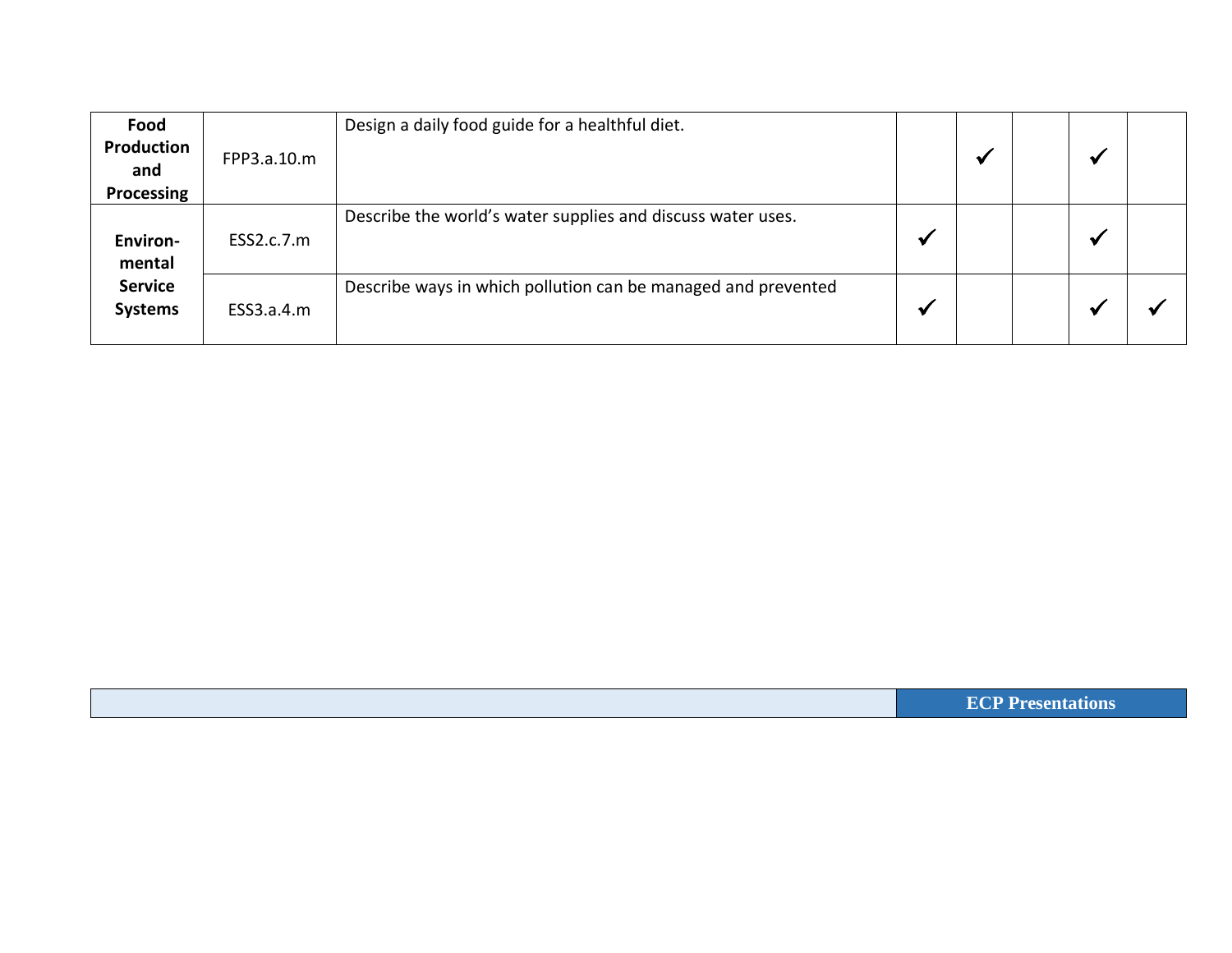| | | | | | | | |
|---|---|---|---|---|---|---|---|
| **Food Production and Processing** | FPP3.a.10.m | Design a daily food guide for a healthful diet. | | ✓ | | ✓ | |
| **Environ-mental Service Systems** | ESS2.c.7.m | Describe the world's water supplies and discuss water uses. | ✓ | | | ✓ | |
| | ESS3.a.4.m | Describe ways in which pollution can be managed and prevented | ✓ | | | ✓ | ✓ |

| | |
|---|---|
| | **ECP Presentations** |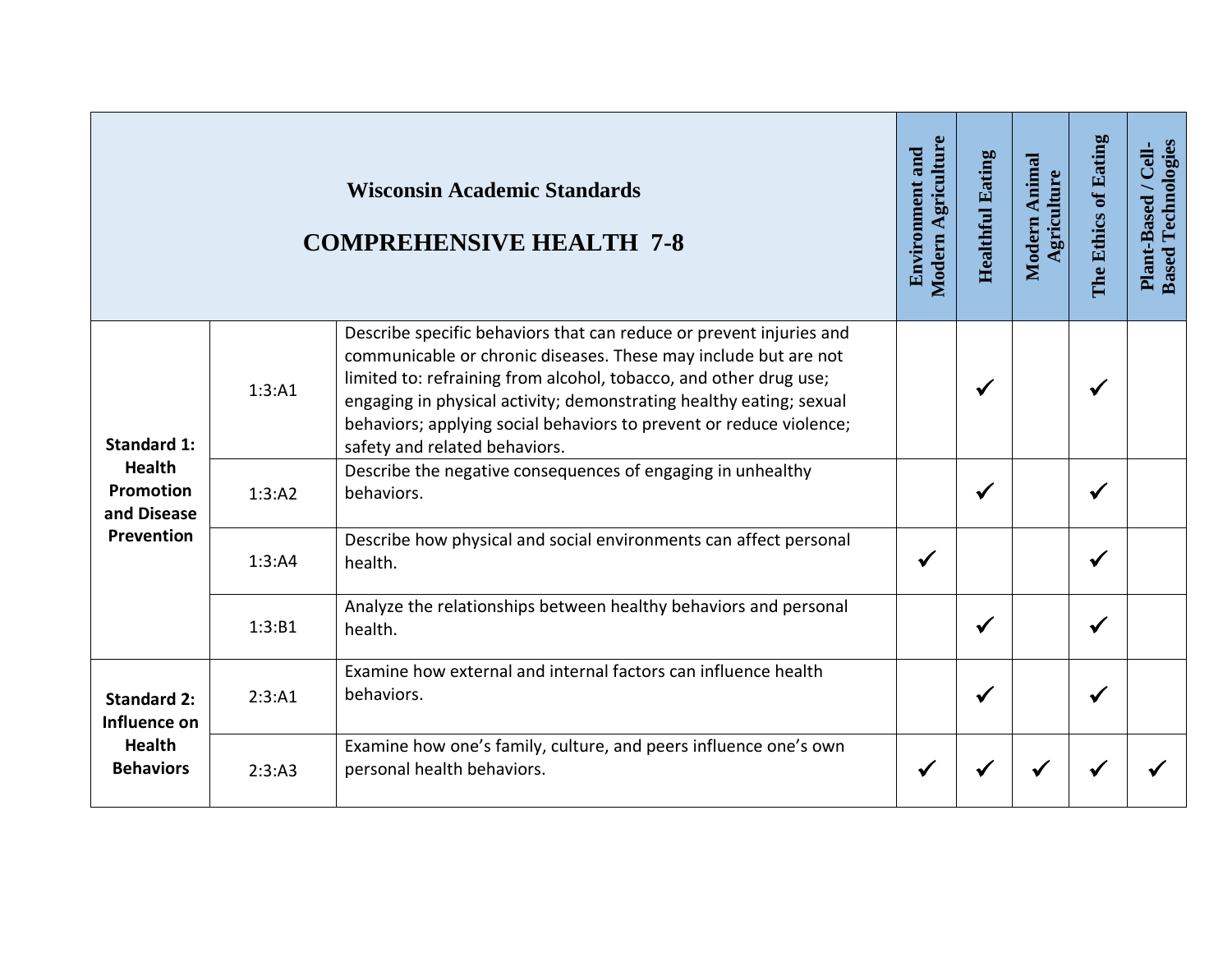| Wisconsin Academic Standards<br><br>COMPREHENSIVE HEALTH 7-8 | | | Environment and Modern Agriculture | Healthful Eating | Modern Animal Agriculture | The Ethics of Eating | Plant-Based / Cell-Based Technologies |
|---|---|---|---|---|---|---|---|
| **Standard 1: Health Promotion and Disease Prevention** | 1:3:A1 | Describe specific behaviors that can reduce or prevent injuries and communicable or chronic diseases. These may include but are not limited to: refraining from alcohol, tobacco, and other drug use; engaging in physical activity; demonstrating healthy eating; sexual behaviors; applying social behaviors to prevent or reduce violence; safety and related behaviors. | | ✓ | | ✓ | |
| | 1:3:A2 | Describe the negative consequences of engaging in unhealthy behaviors. | | ✓ | | ✓ | |
| | 1:3:A4 | Describe how physical and social environments can affect personal health. | ✓ | | | ✓ | |
| | 1:3:B1 | Analyze the relationships between healthy behaviors and personal health. | | ✓ | | ✓ | |
| **Standard 2: Influence on Health Behaviors** | 2:3:A1 | Examine how external and internal factors can influence health behaviors. | | ✓ | | ✓ | |
| | 2:3:A3 | Examine how one's family, culture, and peers influence one's own personal health behaviors. | ✓ | ✓ | ✓ | ✓ | ✓ |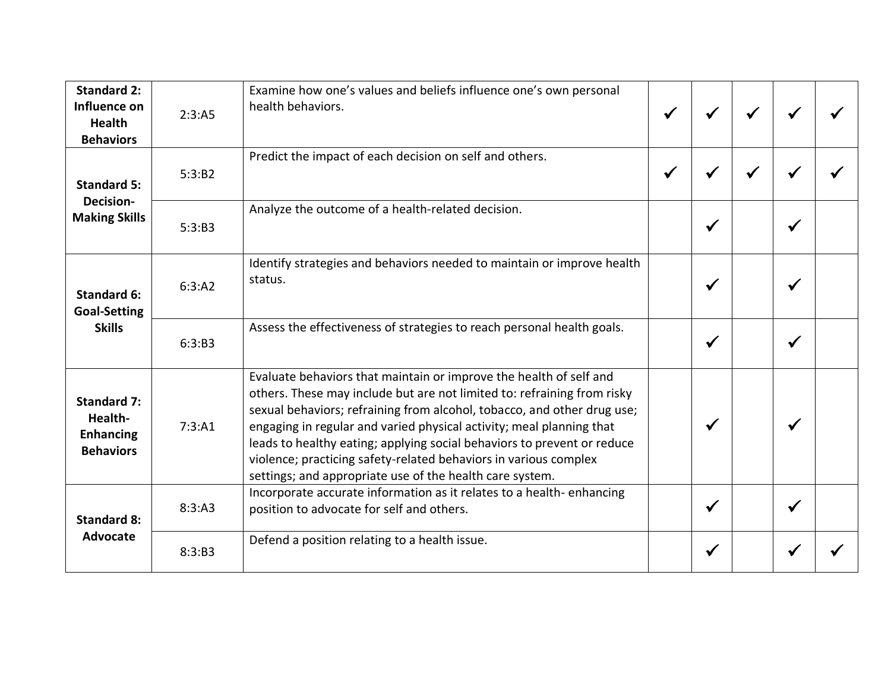| | | | | | | | |
|---|---|---|---|---|---|---|---|
| **Standard 2: Influence on Health Behaviors** | 2:3:A5 | Examine how one's values and beliefs influence one's own personal health behaviors. | ✓ | ✓ | ✓ | ✓ | ✓ |
| **Standard 5: Decision-Making Skills** | 5:3:B2 | Predict the impact of each decision on self and others. | ✓ | ✓ | ✓ | ✓ | ✓ |
| | 5:3:B3 | Analyze the outcome of a health-related decision. | | ✓ | | ✓ | |
| **Standard 6: Goal-Setting Skills** | 6:3:A2 | Identify strategies and behaviors needed to maintain or improve health status. | | ✓ | | ✓ | |
| | 6:3:B3 | Assess the effectiveness of strategies to reach personal health goals. | | ✓ | | ✓ | |
| **Standard 7: Health-Enhancing Behaviors** | 7:3:A1 | Evaluate behaviors that maintain or improve the health of self and others. These may include but are not limited to: refraining from risky sexual behaviors; refraining from alcohol, tobacco, and other drug use; engaging in regular and varied physical activity; meal planning that leads to healthy eating; applying social behaviors to prevent or reduce violence; practicing safety-related behaviors in various complex settings; and appropriate use of the health care system. | | ✓ | | ✓ | |
| **Standard 8: Advocate** | 8:3:A3 | Incorporate accurate information as it relates to a health- enhancing position to advocate for self and others. | | ✓ | | ✓ | |
| | 8:3:B3 | Defend a position relating to a health issue. | | ✓ | | ✓ | ✓ |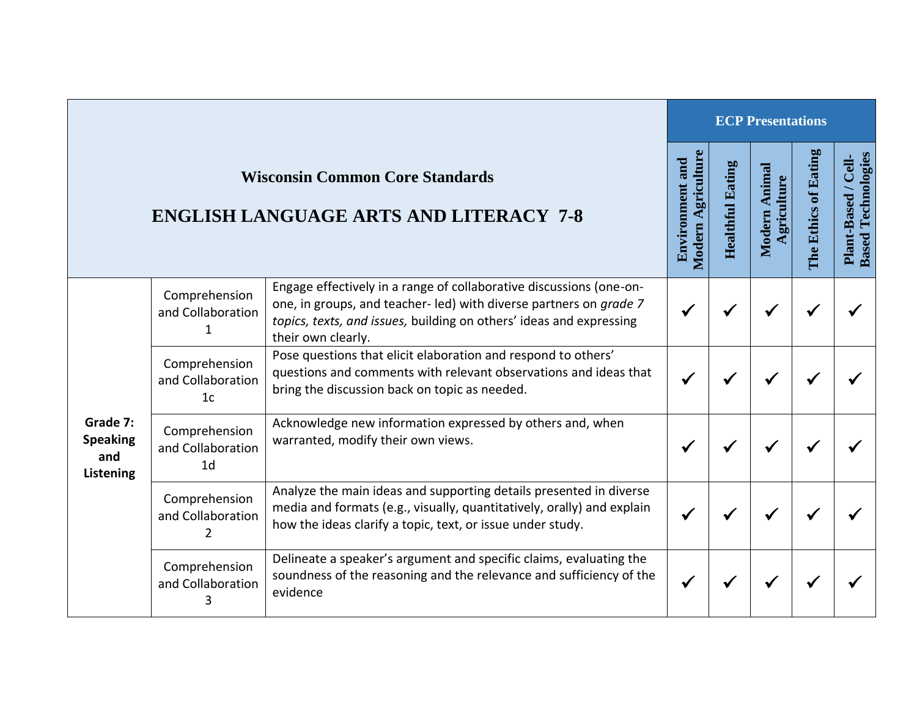| Wisconsin Common Core Standards<br>ENGLISH LANGUAGE ARTS AND LITERACY 7-8 | | | ECP Presentations | | | | |
|---|---|---|---|---|---|---|---|
| | | | Environment and Modern Agriculture | Healthful Eating | Modern Animal Agriculture | The Ethics of Eating | Plant-Based / Cell-Based Technologies |
| **Grade 7: Speaking and Listening** | Comprehension and Collaboration 1 | Engage effectively in a range of collaborative discussions (one-on-one, in groups, and teacher- led) with diverse partners on *grade 7 topics, texts, and issues,* building on others' ideas and expressing their own clearly. | ✓ | ✓ | ✓ | ✓ | ✓ |
| | Comprehension and Collaboration 1c | Pose questions that elicit elaboration and respond to others' questions and comments with relevant observations and ideas that bring the discussion back on topic as needed. | ✓ | ✓ | ✓ | ✓ | ✓ |
| | Comprehension and Collaboration 1d | Acknowledge new information expressed by others and, when warranted, modify their own views. | ✓ | ✓ | ✓ | ✓ | ✓ |
| | Comprehension and Collaboration 2 | Analyze the main ideas and supporting details presented in diverse media and formats (e.g., visually, quantitatively, orally) and explain how the ideas clarify a topic, text, or issue under study. | ✓ | ✓ | ✓ | ✓ | ✓ |
| | Comprehension and Collaboration 3 | Delineate a speaker's argument and specific claims, evaluating the soundness of the reasoning and the relevance and sufficiency of the evidence | ✓ | ✓ | ✓ | ✓ | ✓ |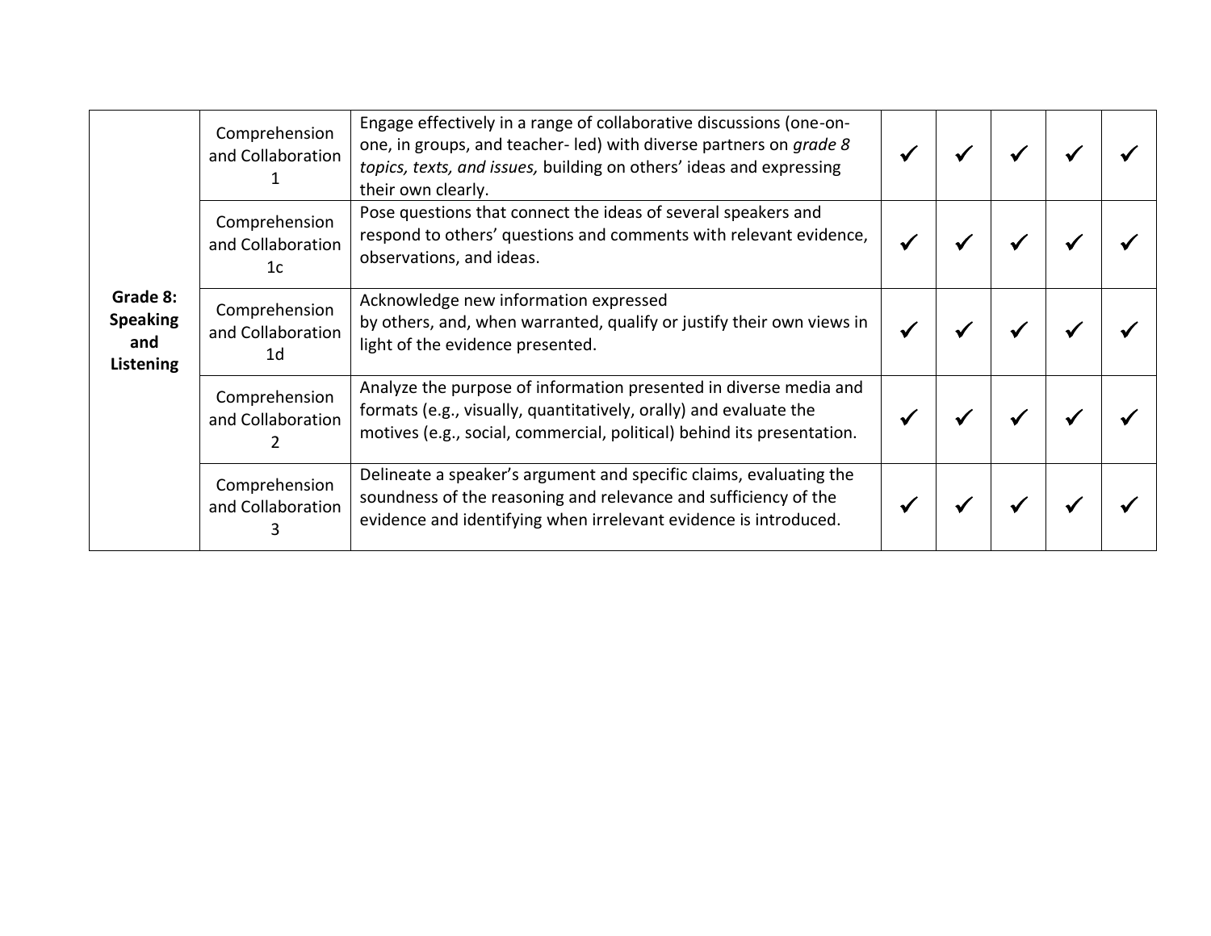| | | | | | | | |
|---|---|---|---|---|---|---|---|
| **Grade 8: Speaking and Listening** | Comprehension and Collaboration 1 | Engage effectively in a range of collaborative discussions (one-on-one, in groups, and teacher- led) with diverse partners on *grade 8 topics, texts, and issues,* building on others' ideas and expressing their own clearly. | ✓ | ✓ | ✓ | ✓ | ✓ |
| | Comprehension and Collaboration 1c | Pose questions that connect the ideas of several speakers and respond to others' questions and comments with relevant evidence, observations, and ideas. | ✓ | ✓ | ✓ | ✓ | ✓ |
| | Comprehension and Collaboration 1d | Acknowledge new information expressed by others, and, when warranted, qualify or justify their own views in light of the evidence presented. | ✓ | ✓ | ✓ | ✓ | ✓ |
| | Comprehension and Collaboration 2 | Analyze the purpose of information presented in diverse media and formats (e.g., visually, quantitatively, orally) and evaluate the motives (e.g., social, commercial, political) behind its presentation. | ✓ | ✓ | ✓ | ✓ | ✓ |
| | Comprehension and Collaboration 3 | Delineate a speaker's argument and specific claims, evaluating the soundness of the reasoning and relevance and sufficiency of the evidence and identifying when irrelevant evidence is introduced. | ✓ | ✓ | ✓ | ✓ | ✓ |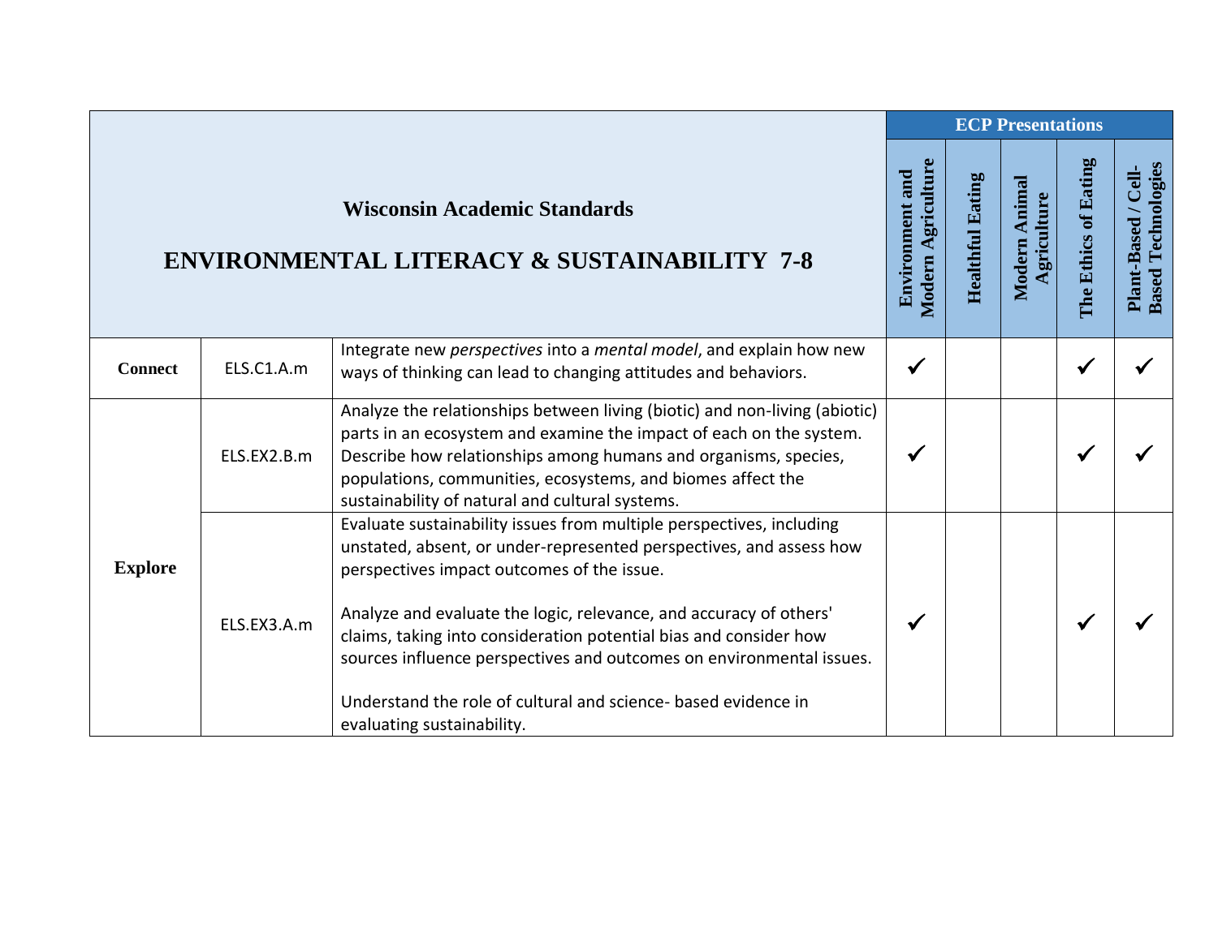| Wisconsin Academic Standards<br>ENVIRONMENTAL LITERACY & SUSTAINABILITY 7-8 | | | ECP Presentations | | | | |
|---|---|---|---|---|---|---|---|
| | | | Environment and Modern Agriculture | Healthful Eating | Modern Animal Agriculture | The Ethics of Eating | Plant-Based / Cell-Based Technologies |
| **Connect** | ELS.C1.A.m | Integrate new *perspectives* into a *mental model*, and explain how new ways of thinking can lead to changing attitudes and behaviors. | ✓ | | | ✓ | ✓ |
| **Explore** | ELS.EX2.B.m | Analyze the relationships between living (biotic) and non-living (abiotic) parts in an ecosystem and examine the impact of each on the system. Describe how relationships among humans and organisms, species, populations, communities, ecosystems, and biomes affect the sustainability of natural and cultural systems. | ✓ | | | ✓ | ✓ |
| | ELS.EX3.A.m | Evaluate sustainability issues from multiple perspectives, including unstated, absent, or under-represented perspectives, and assess how perspectives impact outcomes of the issue.<br><br>Analyze and evaluate the logic, relevance, and accuracy of others' claims, taking into consideration potential bias and consider how sources influence perspectives and outcomes on environmental issues.<br><br>Understand the role of cultural and science- based evidence in evaluating sustainability. | ✓ | | | ✓ | ✓ |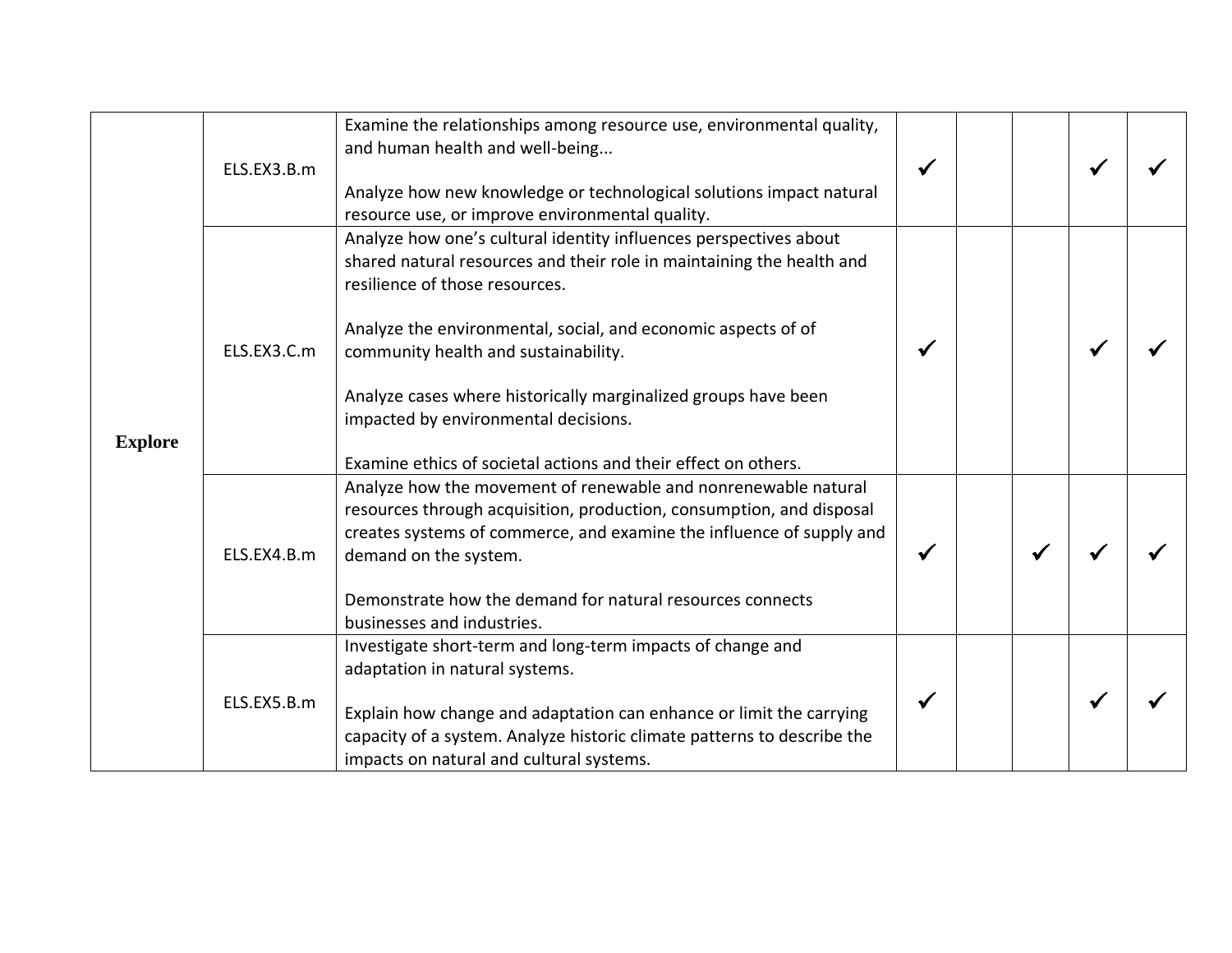| | | | | | | | |
|---|---|---|---|---|---|---|---|
| **Explore** | ELS.EX3.B.m | Examine the relationships among resource use, environmental quality, and human health and well-being...<br><br>Analyze how new knowledge or technological solutions impact natural resource use, or improve environmental quality. | ✓ | | | ✓ | ✓ |
| | ELS.EX3.C.m | Analyze how one's cultural identity influences perspectives about shared natural resources and their role in maintaining the health and resilience of those resources.<br><br>Analyze the environmental, social, and economic aspects of of community health and sustainability.<br><br>Analyze cases where historically marginalized groups have been impacted by environmental decisions.<br><br>Examine ethics of societal actions and their effect on others. | ✓ | | | ✓ | ✓ |
| | ELS.EX4.B.m | Analyze how the movement of renewable and nonrenewable natural resources through acquisition, production, consumption, and disposal creates systems of commerce, and examine the influence of supply and demand on the system.<br><br>Demonstrate how the demand for natural resources connects businesses and industries. | ✓ | | ✓ | ✓ | ✓ |
| | ELS.EX5.B.m | Investigate short-term and long-term impacts of change and adaptation in natural systems.<br><br>Explain how change and adaptation can enhance or limit the carrying capacity of a system. Analyze historic climate patterns to describe the impacts on natural and cultural systems. | ✓ | | | ✓ | ✓ |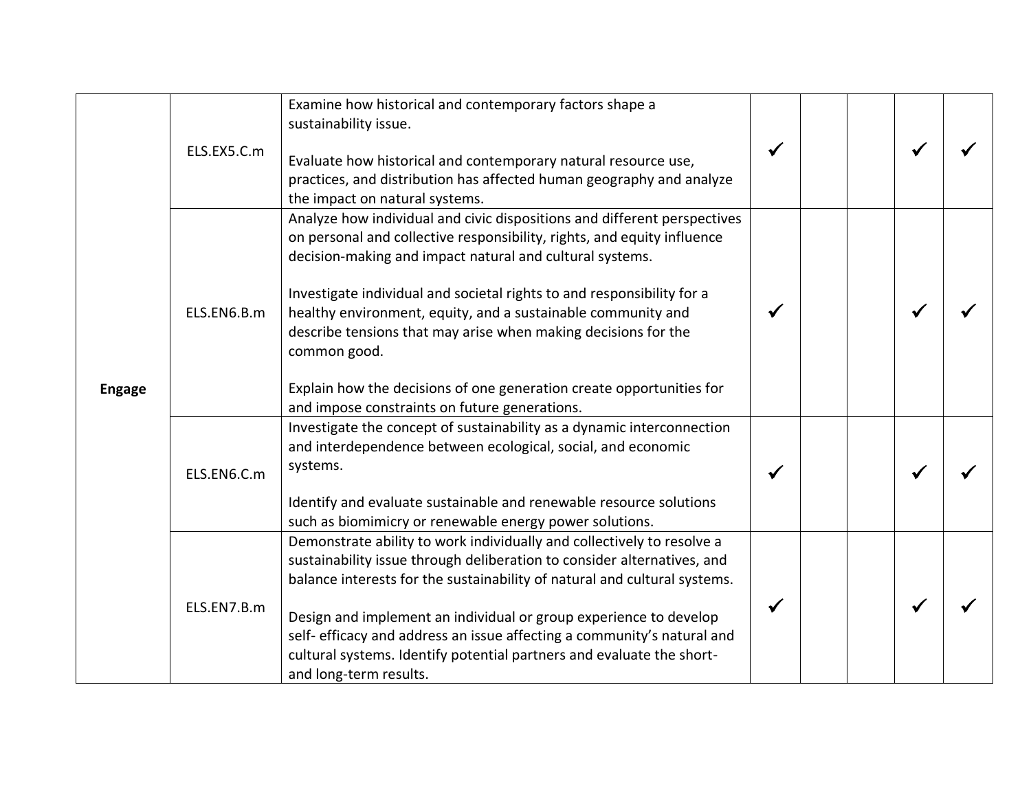| | | | | | | | |
|---|---|---|---|---|---|---|---|
| Engage | ELS.EX5.C.m | Examine how historical and contemporary factors shape a sustainability issue.<br><br>Evaluate how historical and contemporary natural resource use, practices, and distribution has affected human geography and analyze the impact on natural systems. | ✓ | | | ✓ | ✓ |
| | ELS.EN6.B.m | Analyze how individual and civic dispositions and different perspectives on personal and collective responsibility, rights, and equity influence decision-making and impact natural and cultural systems.<br><br>Investigate individual and societal rights to and responsibility for a healthy environment, equity, and a sustainable community and describe tensions that may arise when making decisions for the common good.<br><br>Explain how the decisions of one generation create opportunities for and impose constraints on future generations. | ✓ | | | ✓ | ✓ |
| | ELS.EN6.C.m | Investigate the concept of sustainability as a dynamic interconnection and interdependence between ecological, social, and economic systems.<br><br>Identify and evaluate sustainable and renewable resource solutions such as biomimicry or renewable energy power solutions. | ✓ | | | ✓ | ✓ |
| | ELS.EN7.B.m | Demonstrate ability to work individually and collectively to resolve a sustainability issue through deliberation to consider alternatives, and balance interests for the sustainability of natural and cultural systems.<br><br>Design and implement an individual or group experience to develop self- efficacy and address an issue affecting a community's natural and cultural systems. Identify potential partners and evaluate the short- and long-term results. | ✓ | | | ✓ | ✓ |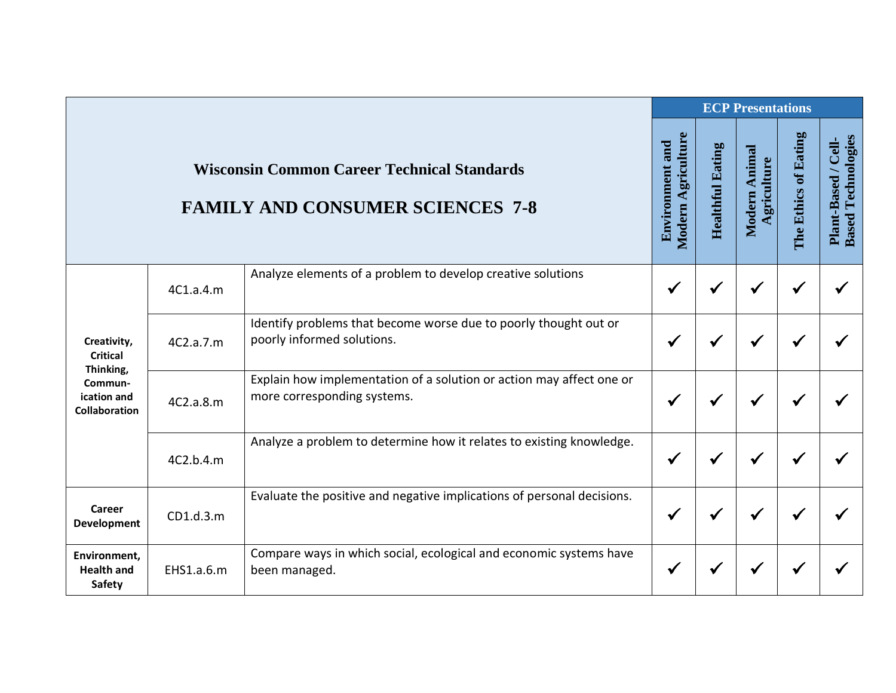| Wisconsin Common Career Technical Standards<br><br>FAMILY AND CONSUMER SCIENCES 7-8 | | | ECP Presentations | | | | |
|---|---|---|---|---|---|---|---|
| | | | Environment and Modern Agriculture | Healthful Eating | Modern Animal Agriculture | The Ethics of Eating | Plant-Based / Cell-Based Technologies |
| Creativity, Critical Thinking, Commun-ication and Collaboration | 4C1.a.4.m | Analyze elements of a problem to develop creative solutions | ✓ | ✓ | ✓ | ✓ | ✓ |
| | 4C2.a.7.m | Identify problems that become worse due to poorly thought out or poorly informed solutions. | ✓ | ✓ | ✓ | ✓ | ✓ |
| | 4C2.a.8.m | Explain how implementation of a solution or action may affect one or more corresponding systems. | ✓ | ✓ | ✓ | ✓ | ✓ |
| | 4C2.b.4.m | Analyze a problem to determine how it relates to existing knowledge. | ✓ | ✓ | ✓ | ✓ | ✓ |
| Career Development | CD1.d.3.m | Evaluate the positive and negative implications of personal decisions. | ✓ | ✓ | ✓ | ✓ | ✓ |
| Environment, Health and Safety | EHS1.a.6.m | Compare ways in which social, ecological and economic systems have been managed. | ✓ | ✓ | ✓ | ✓ | ✓ |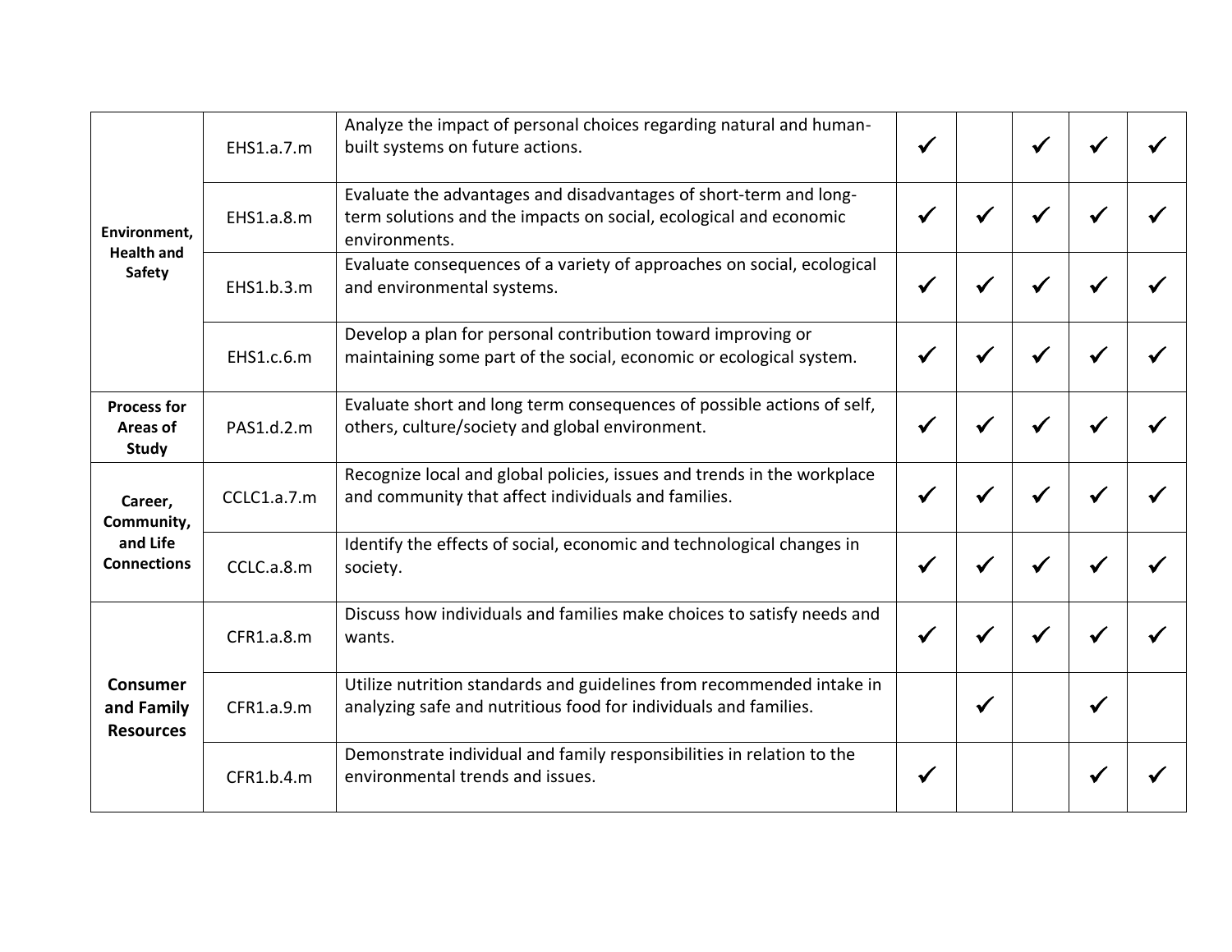| | | | | | | | |
|---|---|---|---|---|---|---|---|
| **Environment, Health and Safety** | EHS1.a.7.m | Analyze the impact of personal choices regarding natural and human-built systems on future actions. | ✓ | | ✓ | ✓ | ✓ |
| | EHS1.a.8.m | Evaluate the advantages and disadvantages of short-term and long-term solutions and the impacts on social, ecological and economic environments. | ✓ | ✓ | ✓ | ✓ | ✓ |
| | EHS1.b.3.m | Evaluate consequences of a variety of approaches on social, ecological and environmental systems. | ✓ | ✓ | ✓ | ✓ | ✓ |
| | EHS1.c.6.m | Develop a plan for personal contribution toward improving or maintaining some part of the social, economic or ecological system. | ✓ | ✓ | ✓ | ✓ | ✓ |
| **Process for Areas of Study** | PAS1.d.2.m | Evaluate short and long term consequences of possible actions of self, others, culture/society and global environment. | ✓ | ✓ | ✓ | ✓ | ✓ |
| **Career, Community, and Life Connections** | CCLC1.a.7.m | Recognize local and global policies, issues and trends in the workplace and community that affect individuals and families. | ✓ | ✓ | ✓ | ✓ | ✓ |
| | CCLC.a.8.m | Identify the effects of social, economic and technological changes in society. | ✓ | ✓ | ✓ | ✓ | ✓ |
| **Consumer and Family Resources** | CFR1.a.8.m | Discuss how individuals and families make choices to satisfy needs and wants. | ✓ | ✓ | ✓ | ✓ | ✓ |
| | CFR1.a.9.m | Utilize nutrition standards and guidelines from recommended intake in analyzing safe and nutritious food for individuals and families. | | ✓ | | ✓ | |
| | CFR1.b.4.m | Demonstrate individual and family responsibilities in relation to the environmental trends and issues. | ✓ | | | ✓ | ✓ |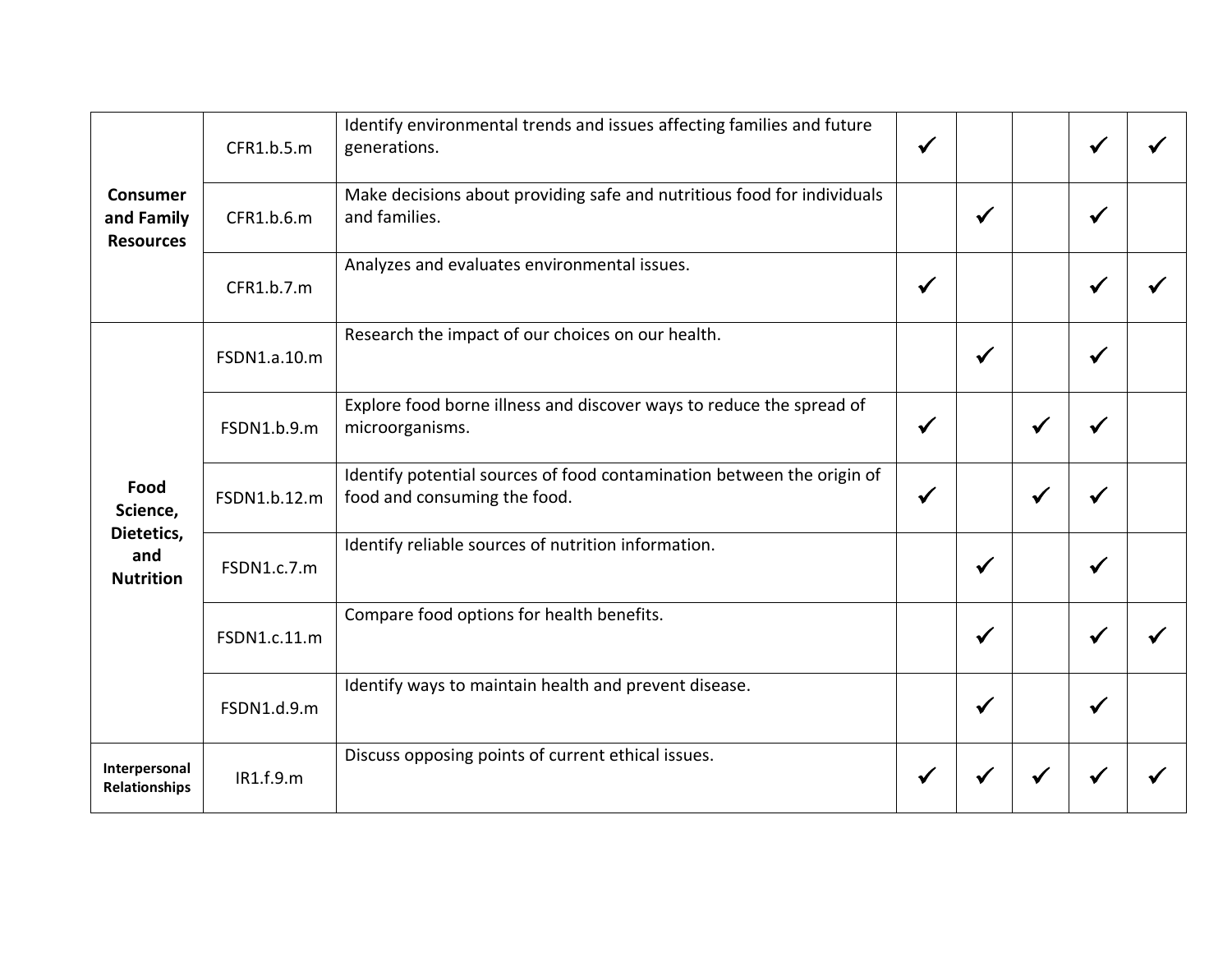| | | | | | | | |
|---|---|---|---|---|---|---|---|
| **Consumer and Family Resources** | CFR1.b.5.m | Identify environmental trends and issues affecting families and future generations. | ✓ | | | ✓ | ✓ |
| | CFR1.b.6.m | Make decisions about providing safe and nutritious food for individuals and families. | | ✓ | | ✓ | |
| | CFR1.b.7.m | Analyzes and evaluates environmental issues. | ✓ | | | ✓ | ✓ |
| **Food Science, Dietetics, and Nutrition** | FSDN1.a.10.m | Research the impact of our choices on our health. | | ✓ | | ✓ | |
| | FSDN1.b.9.m | Explore food borne illness and discover ways to reduce the spread of microorganisms. | ✓ | | ✓ | ✓ | |
| | FSDN1.b.12.m | Identify potential sources of food contamination between the origin of food and consuming the food. | ✓ | | ✓ | ✓ | |
| | FSDN1.c.7.m | Identify reliable sources of nutrition information. | | ✓ | | ✓ | |
| | FSDN1.c.11.m | Compare food options for health benefits. | | ✓ | | ✓ | ✓ |
| | FSDN1.d.9.m | Identify ways to maintain health and prevent disease. | | ✓ | | ✓ | |
| **Interpersonal Relationships** | IR1.f.9.m | Discuss opposing points of current ethical issues. | ✓ | ✓ | ✓ | ✓ | ✓ |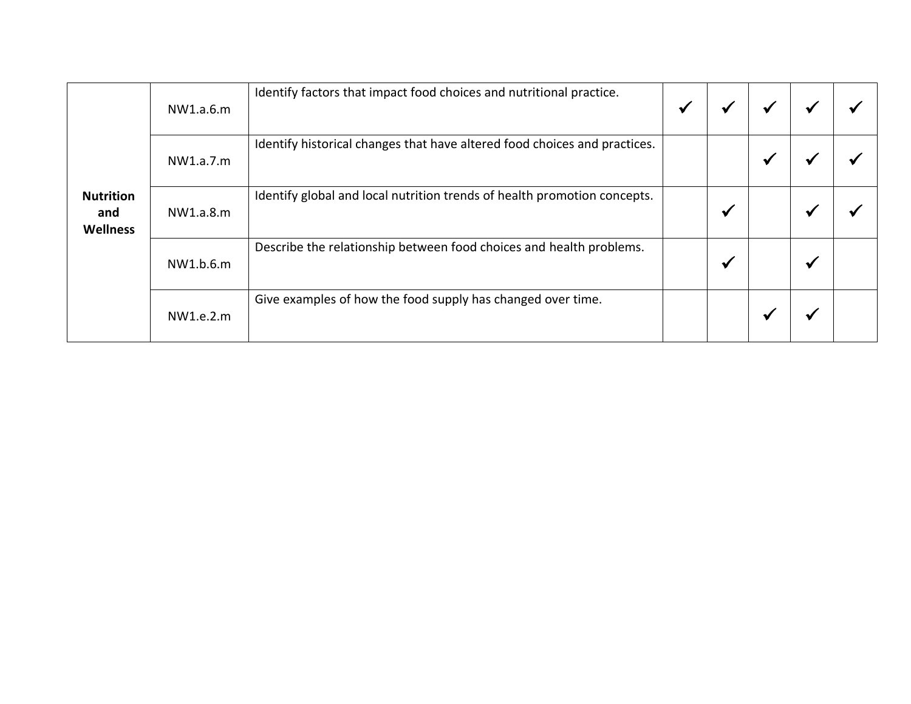| | | | | | | | |
|---|---|---|---|---|---|---|---|
| **Nutrition and Wellness** | NW1.a.6.m | Identify factors that impact food choices and nutritional practice. | ✓ | ✓ | ✓ | ✓ | ✓ |
| | NW1.a.7.m | Identify historical changes that have altered food choices and practices. | | | ✓ | ✓ | ✓ |
| | NW1.a.8.m | Identify global and local nutrition trends of health promotion concepts. | | ✓ | | ✓ | ✓ |
| | NW1.b.6.m | Describe the relationship between food choices and health problems. | | ✓ | | ✓ | |
| | NW1.e.2.m | Give examples of how the food supply has changed over time. | | | ✓ | ✓ | |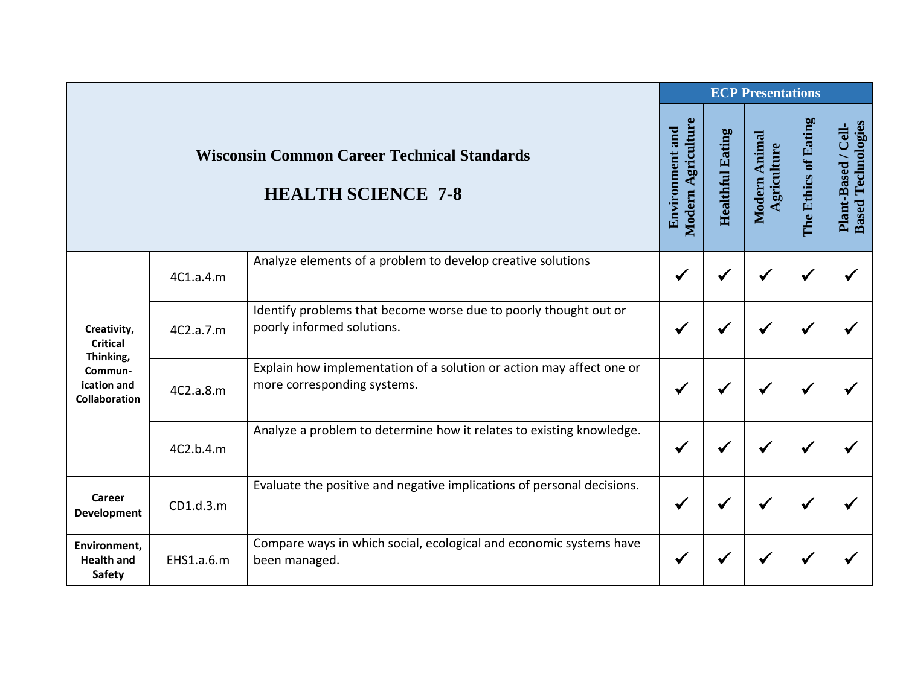| Wisconsin Common Career Technical Standards<br><br>HEALTH SCIENCE 7-8 | | | ECP Presentations | | | | |
|---|---|---|---|---|---|---|---|
| | | | Environment and Modern Agriculture | Healthful Eating | Modern Animal Agriculture | The Ethics of Eating | Plant-Based / Cell-Based Technologies |
| Creativity, Critical Thinking, Commun-ication and Collaboration | 4C1.a.4.m | Analyze elements of a problem to develop creative solutions | ✓ | ✓ | ✓ | ✓ | ✓ |
| | 4C2.a.7.m | Identify problems that become worse due to poorly thought out or poorly informed solutions. | ✓ | ✓ | ✓ | ✓ | ✓ |
| | 4C2.a.8.m | Explain how implementation of a solution or action may affect one or more corresponding systems. | ✓ | ✓ | ✓ | ✓ | ✓ |
| | 4C2.b.4.m | Analyze a problem to determine how it relates to existing knowledge. | ✓ | ✓ | ✓ | ✓ | ✓ |
| Career Development | CD1.d.3.m | Evaluate the positive and negative implications of personal decisions. | ✓ | ✓ | ✓ | ✓ | ✓ |
| Environment, Health and Safety | EHS1.a.6.m | Compare ways in which social, ecological and economic systems have been managed. | ✓ | ✓ | ✓ | ✓ | ✓ |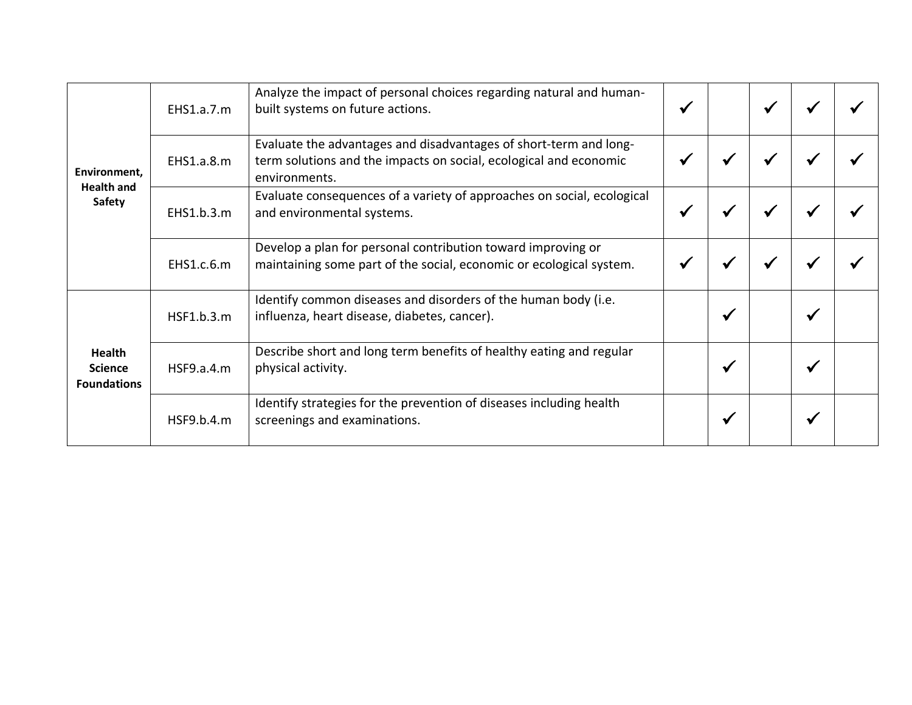| | | | | | | | |
|---|---|---|---|---|---|---|---|
| **Environment, Health and Safety** | EHS1.a.7.m | Analyze the impact of personal choices regarding natural and human-built systems on future actions. | ✓ | | ✓ | ✓ | ✓ |
| | EHS1.a.8.m | Evaluate the advantages and disadvantages of short-term and long-term solutions and the impacts on social, ecological and economic environments. | ✓ | ✓ | ✓ | ✓ | ✓ |
| | EHS1.b.3.m | Evaluate consequences of a variety of approaches on social, ecological and environmental systems. | ✓ | ✓ | ✓ | ✓ | ✓ |
| | EHS1.c.6.m | Develop a plan for personal contribution toward improving or maintaining some part of the social, economic or ecological system. | ✓ | ✓ | ✓ | ✓ | ✓ |
| **Health Science Foundations** | HSF1.b.3.m | Identify common diseases and disorders of the human body (i.e. influenza, heart disease, diabetes, cancer). | | ✓ | | ✓ | |
| | HSF9.a.4.m | Describe short and long term benefits of healthy eating and regular physical activity. | | ✓ | | ✓ | |
| | HSF9.b.4.m | Identify strategies for the prevention of diseases including health screenings and examinations. | | ✓ | | ✓ | |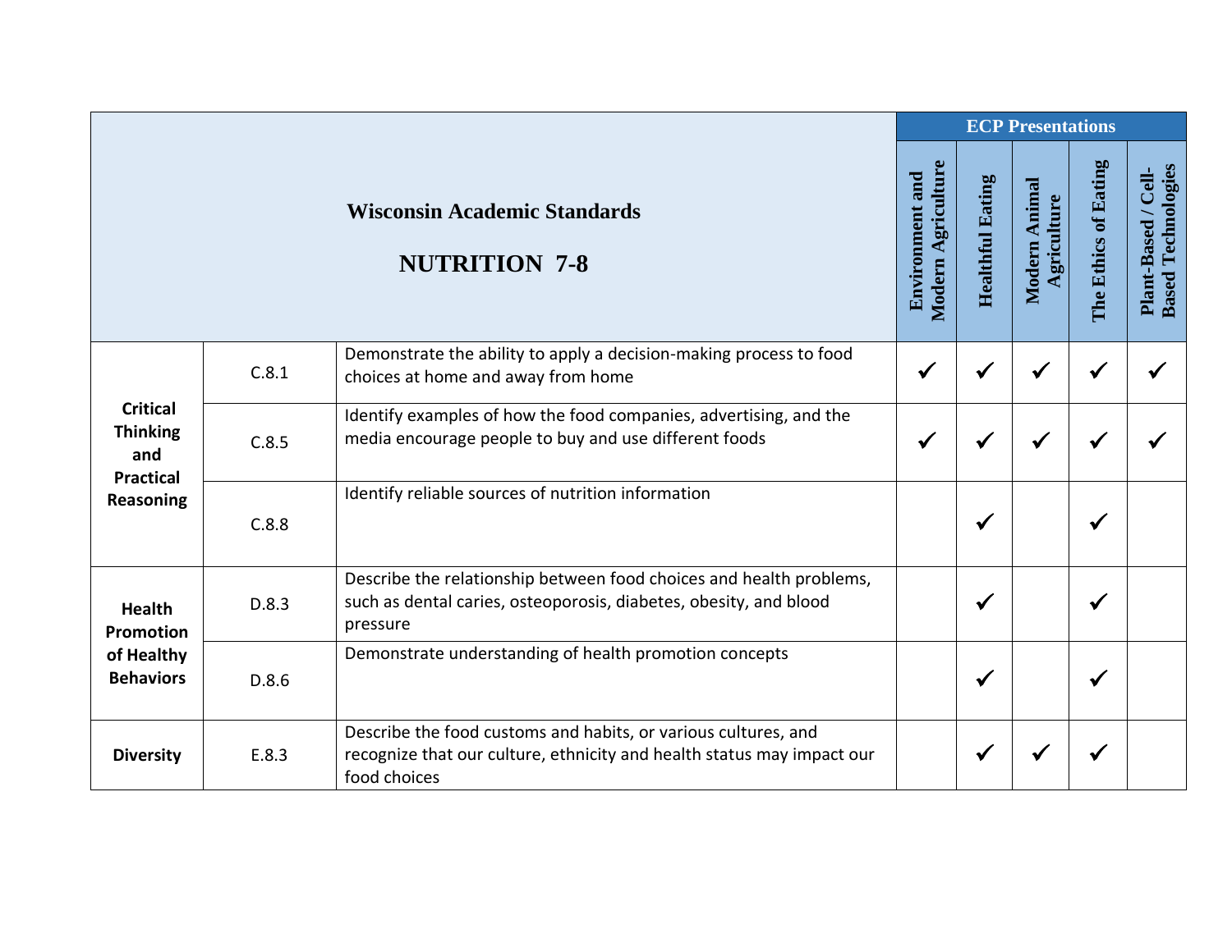| Wisconsin Academic Standards<br><br>NUTRITION 7-8 | | | ECP Presentations | | | | |
|---|---|---|---|---|---|---|---|
| | | | Environment and Modern Agriculture | Healthful Eating | Modern Animal Agriculture | The Ethics of Eating | Plant-Based / Cell-Based Technologies |
| Critical Thinking and Practical Reasoning | C.8.1 | Demonstrate the ability to apply a decision-making process to food choices at home and away from home | ✓ | ✓ | ✓ | ✓ | ✓ |
| | C.8.5 | Identify examples of how the food companies, advertising, and the media encourage people to buy and use different foods | ✓ | ✓ | ✓ | ✓ | ✓ |
| | C.8.8 | Identify reliable sources of nutrition information | | ✓ | | ✓ | |
| Health Promotion of Healthy Behaviors | D.8.3 | Describe the relationship between food choices and health problems, such as dental caries, osteoporosis, diabetes, obesity, and blood pressure | | ✓ | | ✓ | |
| | D.8.6 | Demonstrate understanding of health promotion concepts | | ✓ | | ✓ | |
| Diversity | E.8.3 | Describe the food customs and habits, or various cultures, and recognize that our culture, ethnicity and health status may impact our food choices | | ✓ | ✓ | ✓ | |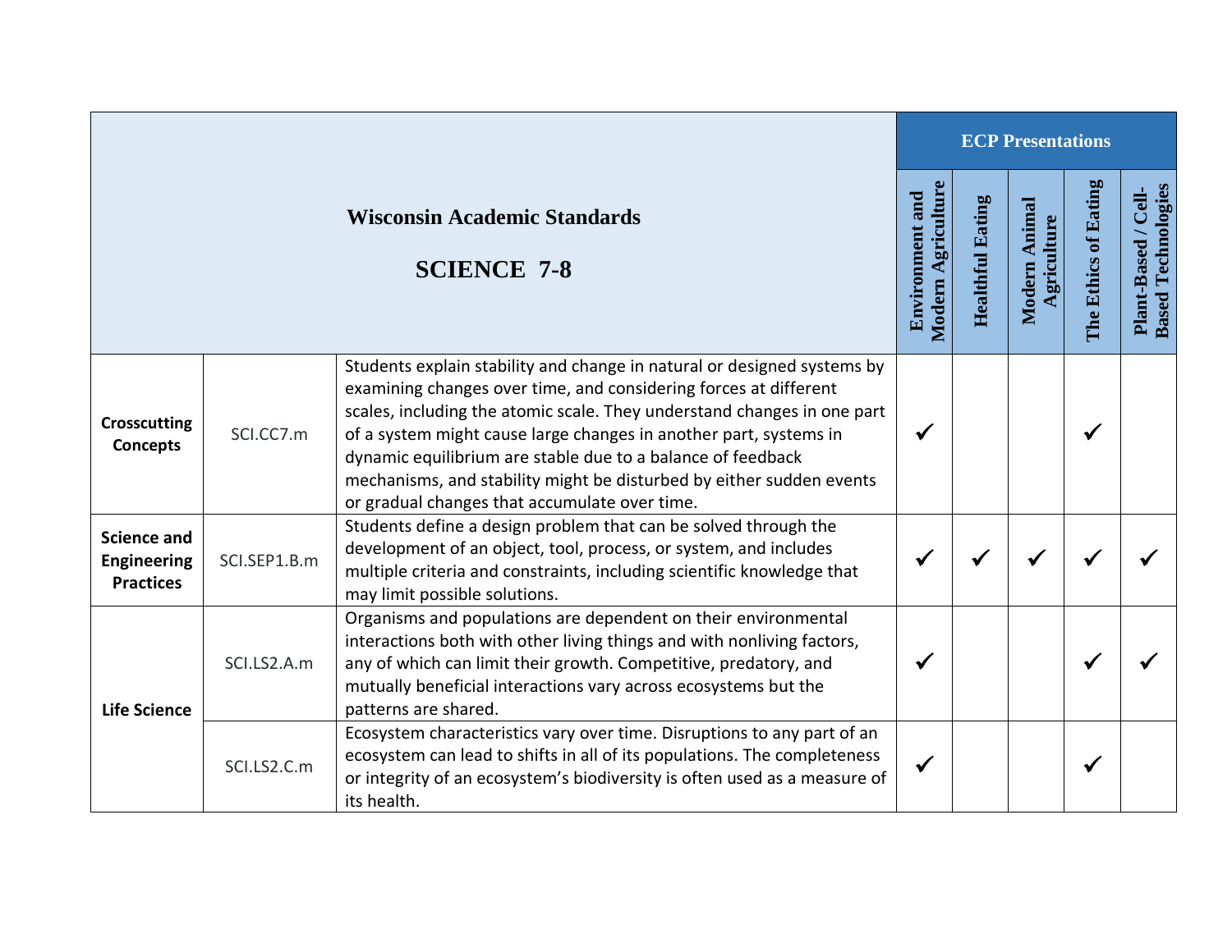| Wisconsin Academic Standards<br><br>**SCIENCE 7-8** | | | ECP Presentations | | | | |
|---|---|---|---|---|---|---|---|
| | | | Environment and Modern Agriculture | Healthful Eating | Modern Animal Agriculture | The Ethics of Eating | Plant-Based / Cell-Based Technologies |
| **Crosscutting Concepts** | SCI.CC7.m | Students explain stability and change in natural or designed systems by examining changes over time, and considering forces at different scales, including the atomic scale. They understand changes in one part of a system might cause large changes in another part, systems in dynamic equilibrium are stable due to a balance of feedback mechanisms, and stability might be disturbed by either sudden events or gradual changes that accumulate over time. | ✓ | | | ✓ | |
| **Science and Engineering Practices** | SCI.SEP1.B.m | Students define a design problem that can be solved through the development of an object, tool, process, or system, and includes multiple criteria and constraints, including scientific knowledge that may limit possible solutions. | ✓ | ✓ | ✓ | ✓ | ✓ |
| **Life Science** | SCI.LS2.A.m | Organisms and populations are dependent on their environmental interactions both with other living things and with nonliving factors, any of which can limit their growth. Competitive, predatory, and mutually beneficial interactions vary across ecosystems but the patterns are shared. | ✓ | | | ✓ | ✓ |
| | SCI.LS2.C.m | Ecosystem characteristics vary over time. Disruptions to any part of an ecosystem can lead to shifts in all of its populations. The completeness or integrity of an ecosystem's biodiversity is often used as a measure of its health. | ✓ | | | ✓ | |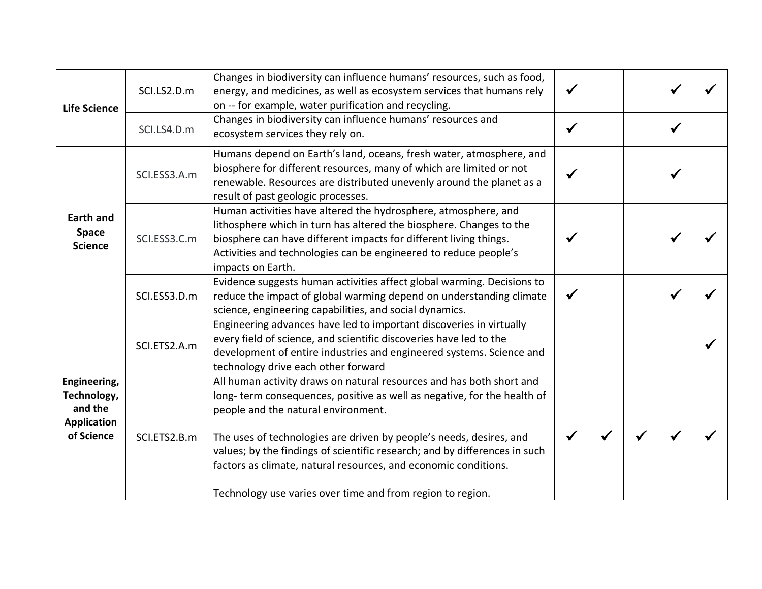| | | | | | | | |
|---|---|---|---|---|---|---|---|
| **Life Science** | SCI.LS2.D.m | Changes in biodiversity can influence humans' resources, such as food, energy, and medicines, as well as ecosystem services that humans rely on -- for example, water purification and recycling. | ✓ | | | ✓ | ✓ |
| | SCI.LS4.D.m | Changes in biodiversity can influence humans' resources and ecosystem services they rely on. | ✓ | | | ✓ | |
| **Earth and Space Science** | SCI.ESS3.A.m | Humans depend on Earth's land, oceans, fresh water, atmosphere, and biosphere for different resources, many of which are limited or not renewable. Resources are distributed unevenly around the planet as a result of past geologic processes. | ✓ | | | ✓ | |
| | SCI.ESS3.C.m | Human activities have altered the hydrosphere, atmosphere, and lithosphere which in turn has altered the biosphere. Changes to the biosphere can have different impacts for different living things. Activities and technologies can be engineered to reduce people's impacts on Earth. | ✓ | | | ✓ | ✓ |
| | SCI.ESS3.D.m | Evidence suggests human activities affect global warming. Decisions to reduce the impact of global warming depend on understanding climate science, engineering capabilities, and social dynamics. | ✓ | | | ✓ | ✓ |
| **Engineering, Technology, and the Application of Science** | SCI.ETS2.A.m | Engineering advances have led to important discoveries in virtually every field of science, and scientific discoveries have led to the development of entire industries and engineered systems. Science and technology drive each other forward | | | | | ✓ |
| | SCI.ETS2.B.m | All human activity draws on natural resources and has both short and long- term consequences, positive as well as negative, for the health of people and the natural environment.<br><br>The uses of technologies are driven by people's needs, desires, and values; by the findings of scientific research; and by differences in such factors as climate, natural resources, and economic conditions.<br><br>Technology use varies over time and from region to region. | ✓ | ✓ | ✓ | ✓ | ✓ |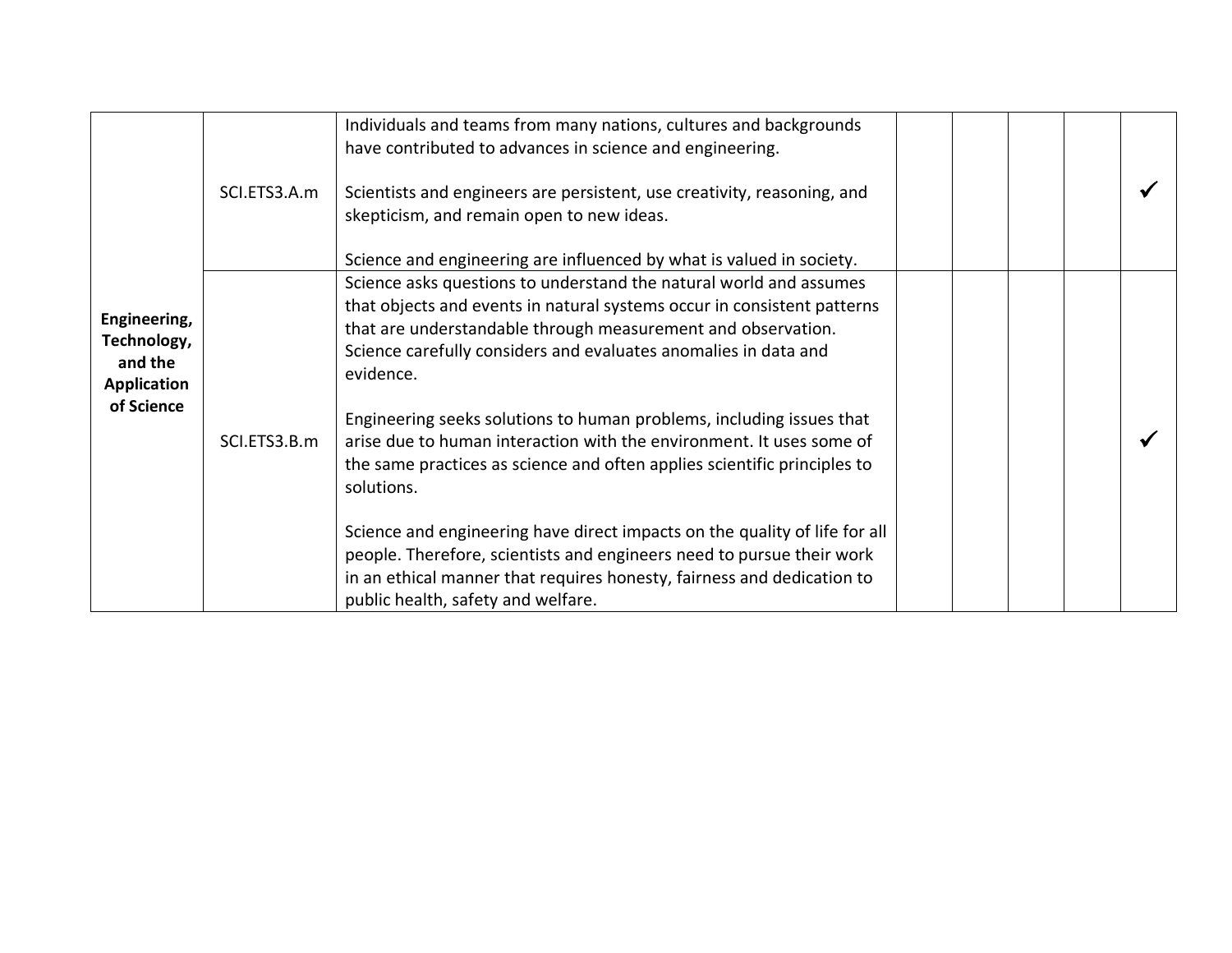| | | | | | | | |
|---|---|---|---|---|---|---|---|
| **Engineering, Technology, and the Application of Science** | SCI.ETS3.A.m | Individuals and teams from many nations, cultures and backgrounds have contributed to advances in science and engineering.<br><br>Scientists and engineers are persistent, use creativity, reasoning, and skepticism, and remain open to new ideas.<br><br>Science and engineering are influenced by what is valued in society. | | | | | ✓ |
| | SCI.ETS3.B.m | Science asks questions to understand the natural world and assumes that objects and events in natural systems occur in consistent patterns that are understandable through measurement and observation. Science carefully considers and evaluates anomalies in data and evidence.<br><br>Engineering seeks solutions to human problems, including issues that arise due to human interaction with the environment. It uses some of the same practices as science and often applies scientific principles to solutions.<br><br>Science and engineering have direct impacts on the quality of life for all people. Therefore, scientists and engineers need to pursue their work in an ethical manner that requires honesty, fairness and dedication to public health, safety and welfare. | | | | | ✓ |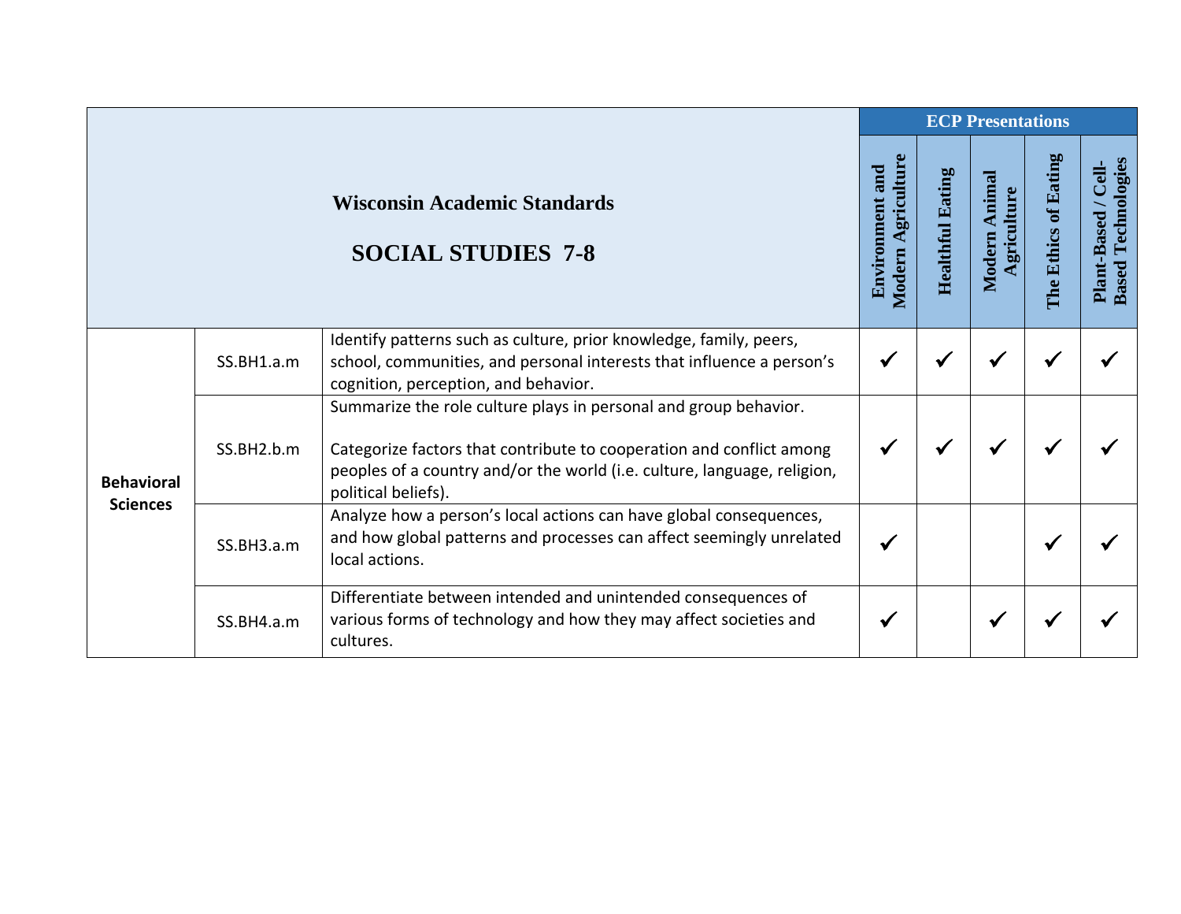| Wisconsin Academic Standards<br><br>SOCIAL STUDIES 7-8 | | | ECP Presentations | | | | |
|---|---|---|---|---|---|---|---|
| | | | Environment and Modern Agriculture | Healthful Eating | Modern Animal Agriculture | The Ethics of Eating | Plant-Based / Cell-Based Technologies |
| **Behavioral Sciences** | SS.BH1.a.m | Identify patterns such as culture, prior knowledge, family, peers, school, communities, and personal interests that influence a person's cognition, perception, and behavior. | ✓ | ✓ | ✓ | ✓ | ✓ |
| | SS.BH2.b.m | Summarize the role culture plays in personal and group behavior.<br><br>Categorize factors that contribute to cooperation and conflict among peoples of a country and/or the world (i.e. culture, language, religion, political beliefs). | ✓ | ✓ | ✓ | ✓ | ✓ |
| | SS.BH3.a.m | Analyze how a person's local actions can have global consequences, and how global patterns and processes can affect seemingly unrelated local actions. | ✓ | | | ✓ | ✓ |
| | SS.BH4.a.m | Differentiate between intended and unintended consequences of various forms of technology and how they may affect societies and cultures. | ✓ | | ✓ | ✓ | ✓ |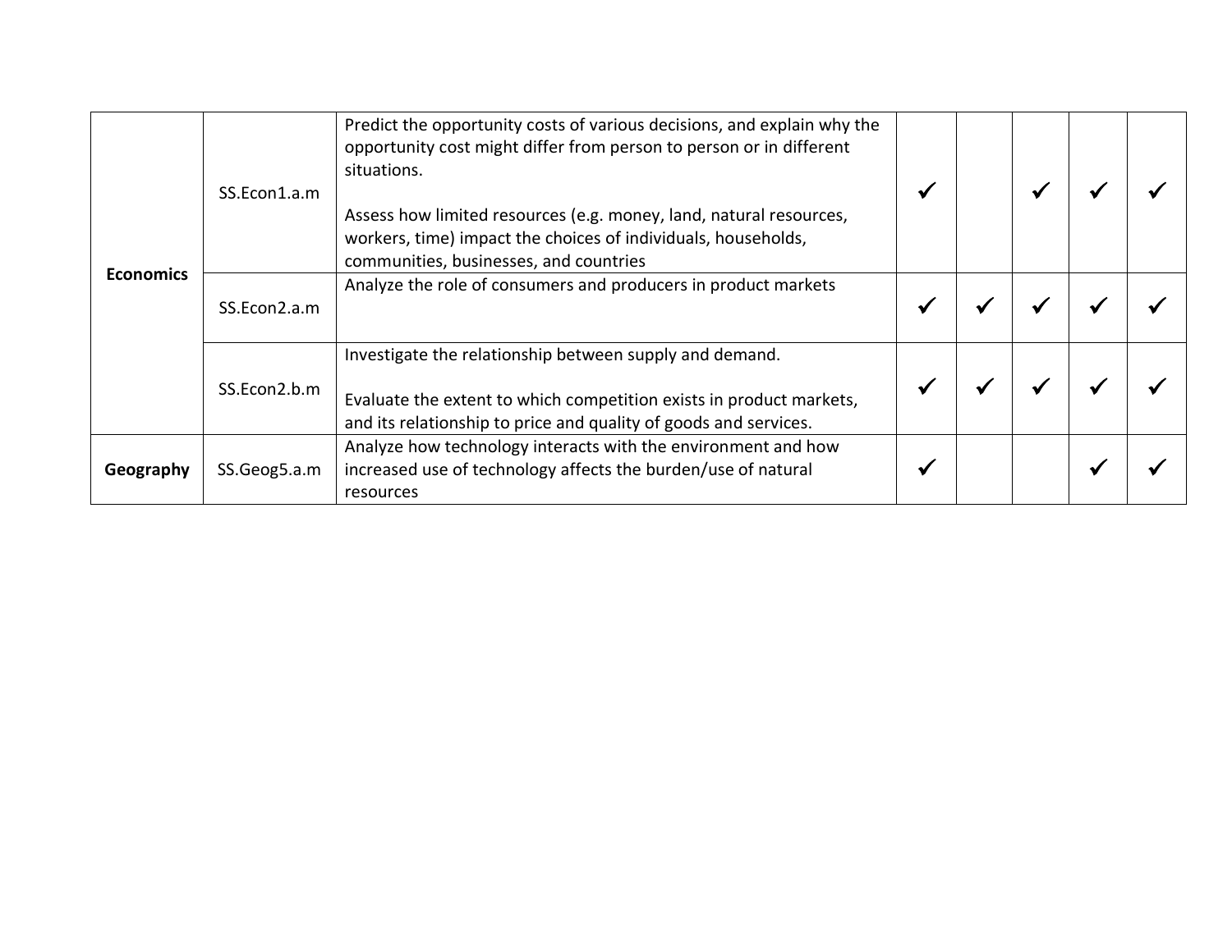| | | | | | | | |
|---|---|---|---|---|---|---|---|
| **Economics** | SS.Econ1.a.m | Predict the opportunity costs of various decisions, and explain why the opportunity cost might differ from person to person or in different situations.<br><br>Assess how limited resources (e.g. money, land, natural resources, workers, time) impact the choices of individuals, households, communities, businesses, and countries | ✓ | | ✓ | ✓ | ✓ |
| | SS.Econ2.a.m | Analyze the role of consumers and producers in product markets | ✓ | ✓ | ✓ | ✓ | ✓ |
| | SS.Econ2.b.m | Investigate the relationship between supply and demand.<br><br>Evaluate the extent to which competition exists in product markets, and its relationship to price and quality of goods and services. | ✓ | ✓ | ✓ | ✓ | ✓ |
| **Geography** | SS.Geog5.a.m | Analyze how technology interacts with the environment and how increased use of technology affects the burden/use of natural resources | ✓ | | | ✓ | ✓ |